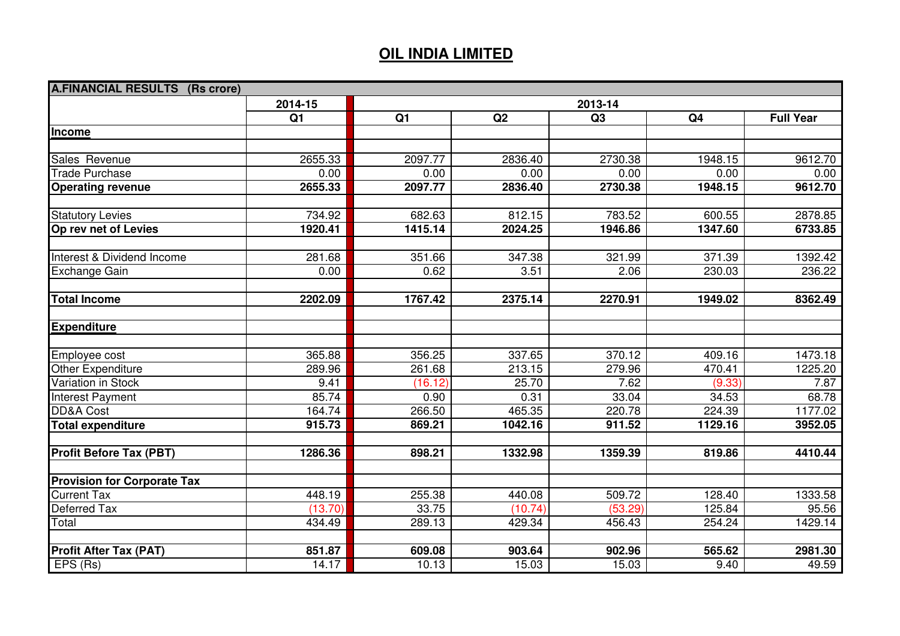# OIL INDIA LIMITED

| A.FINANCIAL RESULTS (Rs crore) | | | | | | |
|---|---|---|---|---|---|---|
| | 2014-15 | 2013-14 | | | | |
| | Q1 | Q1 | Q2 | Q3 | Q4 | Full Year |
| **Income** | | | | | | |
| | | | | | | |
| Sales Revenue | 2655.33 | 2097.77 | 2836.40 | 2730.38 | 1948.15 | 9612.70 |
| Trade Purchase | 0.00 | 0.00 | 0.00 | 0.00 | 0.00 | 0.00 |
| **Operating revenue** | **2655.33** | **2097.77** | **2836.40** | **2730.38** | **1948.15** | **9612.70** |
| | | | | | | |
| Statutory Levies | 734.92 | 682.63 | 812.15 | 783.52 | 600.55 | 2878.85 |
| **Op rev net of Levies** | **1920.41** | **1415.14** | **2024.25** | **1946.86** | **1347.60** | **6733.85** |
| | | | | | | |
| Interest & Dividend Income | 281.68 | 351.66 | 347.38 | 321.99 | 371.39 | 1392.42 |
| Exchange Gain | 0.00 | 0.62 | 3.51 | 2.06 | 230.03 | 236.22 |
| | | | | | | |
| **Total Income** | **2202.09** | **1767.42** | **2375.14** | **2270.91** | **1949.02** | **8362.49** |
| | | | | | | |
| **Expenditure** | | | | | | |
| | | | | | | |
| Employee cost | 365.88 | 356.25 | 337.65 | 370.12 | 409.16 | 1473.18 |
| Other Expenditure | 289.96 | 261.68 | 213.15 | 279.96 | 470.41 | 1225.20 |
| Variation in Stock | 9.41 | (16.12) | 25.70 | 7.62 | (9.33) | 7.87 |
| Interest Payment | 85.74 | 0.90 | 0.31 | 33.04 | 34.53 | 68.78 |
| DD&A Cost | 164.74 | 266.50 | 465.35 | 220.78 | 224.39 | 1177.02 |
| **Total expenditure** | **915.73** | **869.21** | **1042.16** | **911.52** | **1129.16** | **3952.05** |
| | | | | | | |
| **Profit Before Tax (PBT)** | **1286.36** | **898.21** | **1332.98** | **1359.39** | **819.86** | **4410.44** |
| | | | | | | |
| **Provision for Corporate Tax** | | | | | | |
| Current Tax | 448.19 | 255.38 | 440.08 | 509.72 | 128.40 | 1333.58 |
| Deferred Tax | (13.70) | 33.75 | (10.74) | (53.29) | 125.84 | 95.56 |
| Total | 434.49 | 289.13 | 429.34 | 456.43 | 254.24 | 1429.14 |
| | | | | | | |
| **Profit After Tax (PAT)** | **851.87** | **609.08** | **903.64** | **902.96** | **565.62** | **2981.30** |
| EPS (Rs) | 14.17 | 10.13 | 15.03 | 15.03 | 9.40 | 49.59 |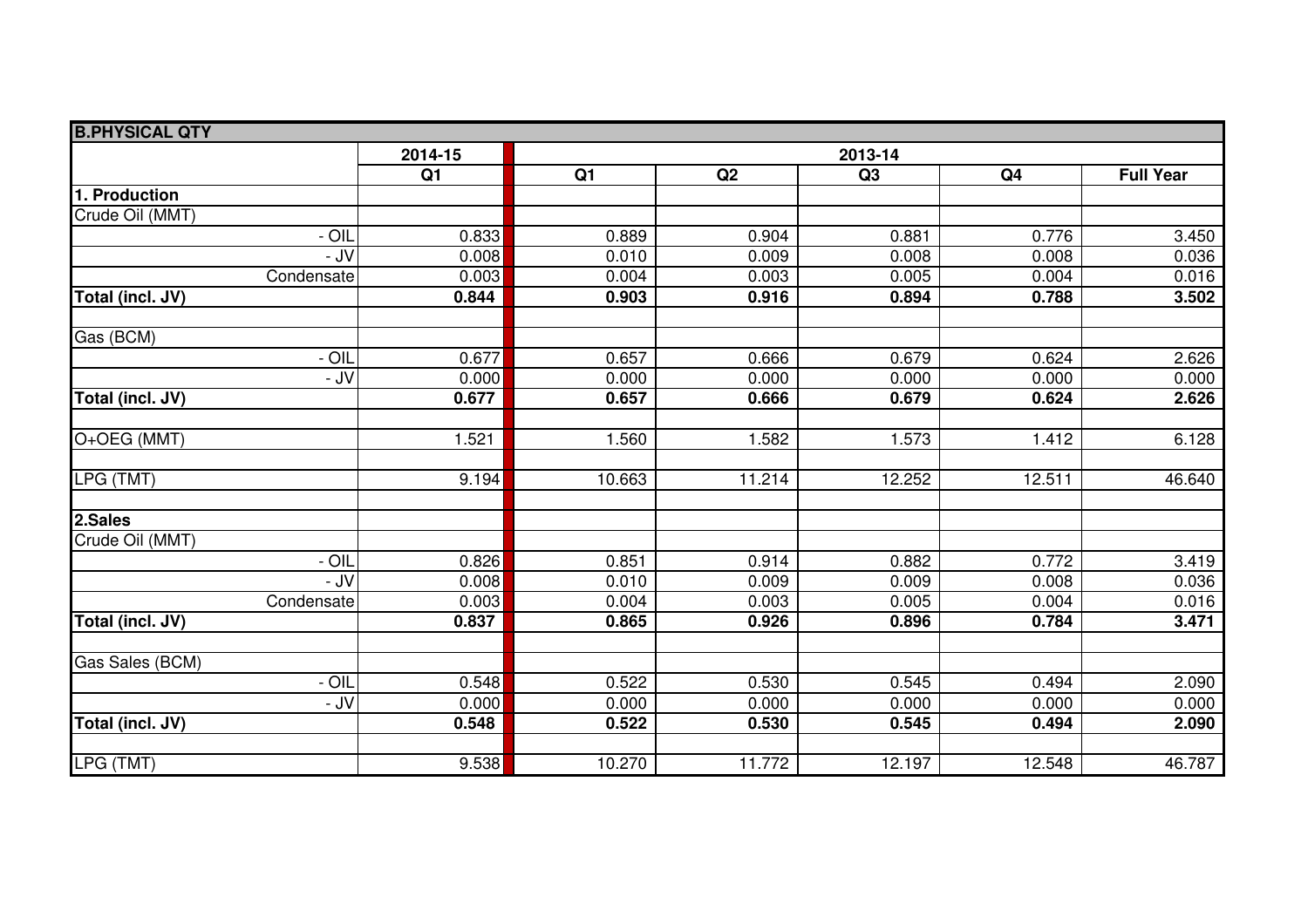| B.PHYSICAL QTY | | | | | | |
|---|---|---|---|---|---|---|
| | 2014-15 | 2013-14 | | | | |
| | Q1 | Q1 | Q2 | Q3 | Q4 | Full Year |
| **1. Production** | | | | | | |
| Crude Oil (MMT) | | | | | | |
| - OIL | 0.833 | 0.889 | 0.904 | 0.881 | 0.776 | 3.450 |
| - JV | 0.008 | 0.010 | 0.009 | 0.008 | 0.008 | 0.036 |
| Condensate | 0.003 | 0.004 | 0.003 | 0.005 | 0.004 | 0.016 |
| **Total (incl. JV)** | **0.844** | **0.903** | **0.916** | **0.894** | **0.788** | **3.502** |
| | | | | | | |
| Gas (BCM) | | | | | | |
| - OIL | 0.677 | 0.657 | 0.666 | 0.679 | 0.624 | 2.626 |
| - JV | 0.000 | 0.000 | 0.000 | 0.000 | 0.000 | 0.000 |
| **Total (incl. JV)** | **0.677** | **0.657** | **0.666** | **0.679** | **0.624** | **2.626** |
| | | | | | | |
| O+OEG (MMT) | 1.521 | 1.560 | 1.582 | 1.573 | 1.412 | 6.128 |
| | | | | | | |
| LPG (TMT) | 9.194 | 10.663 | 11.214 | 12.252 | 12.511 | 46.640 |
| | | | | | | |
| **2.Sales** | | | | | | |
| Crude Oil (MMT) | | | | | | |
| - OIL | 0.826 | 0.851 | 0.914 | 0.882 | 0.772 | 3.419 |
| - JV | 0.008 | 0.010 | 0.009 | 0.009 | 0.008 | 0.036 |
| Condensate | 0.003 | 0.004 | 0.003 | 0.005 | 0.004 | 0.016 |
| **Total (incl. JV)** | **0.837** | **0.865** | **0.926** | **0.896** | **0.784** | **3.471** |
| | | | | | | |
| Gas Sales (BCM) | | | | | | |
| - OIL | 0.548 | 0.522 | 0.530 | 0.545 | 0.494 | 2.090 |
| - JV | 0.000 | 0.000 | 0.000 | 0.000 | 0.000 | 0.000 |
| **Total (incl. JV)** | **0.548** | **0.522** | **0.530** | **0.545** | **0.494** | **2.090** |
| | | | | | | |
| LPG (TMT) | 9.538 | 10.270 | 11.772 | 12.197 | 12.548 | 46.787 |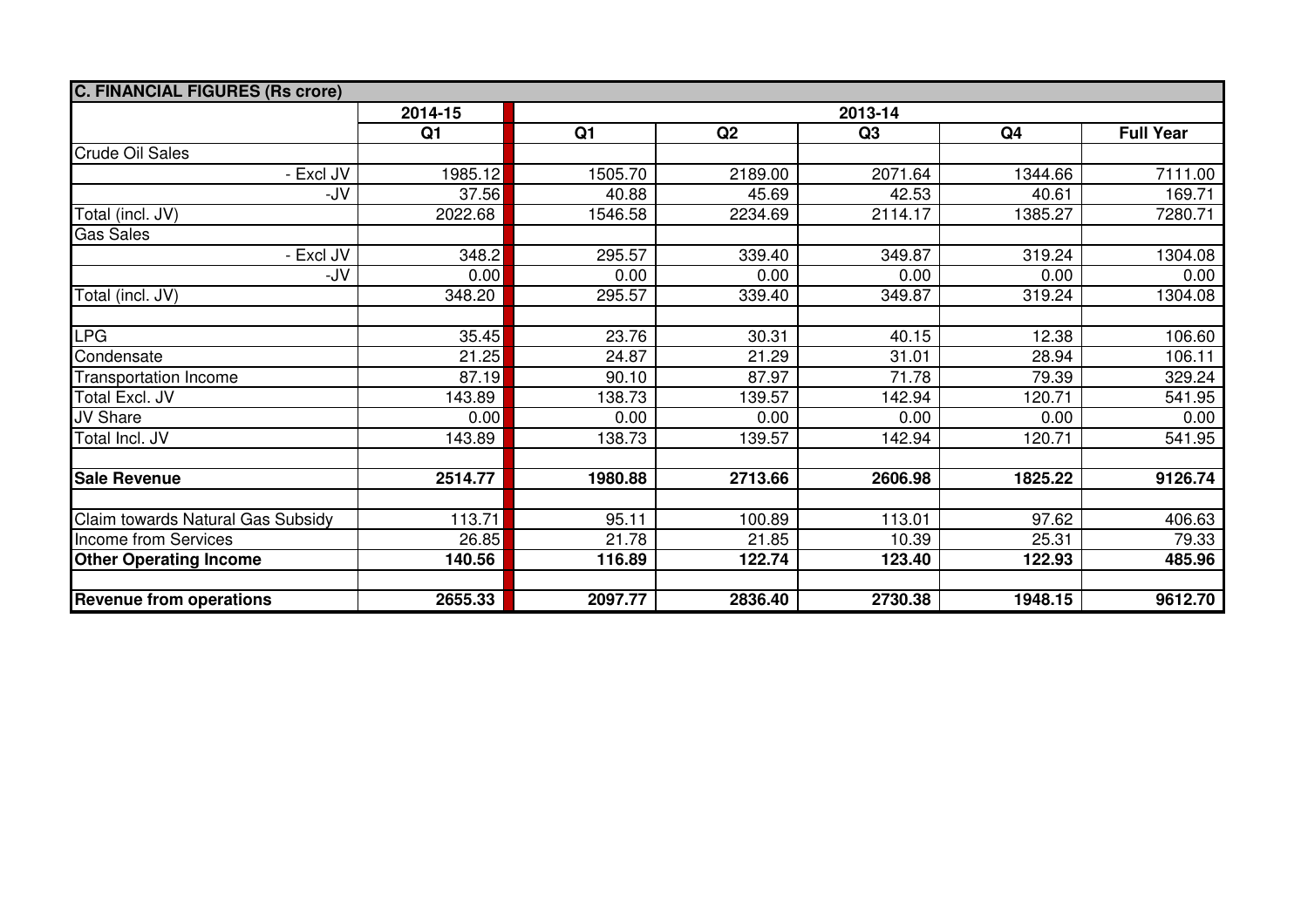| C. FINANCIAL FIGURES (Rs crore) | | | | | | |
|---|---|---|---|---|---|---|
| | 2014-15 | 2013-14 | | | | |
| | Q1 | Q1 | Q2 | Q3 | Q4 | Full Year |
| Crude Oil Sales | | | | | | |
| - Excl JV | 1985.12 | 1505.70 | 2189.00 | 2071.64 | 1344.66 | 7111.00 |
| -JV | 37.56 | 40.88 | 45.69 | 42.53 | 40.61 | 169.71 |
| Total (incl. JV) | 2022.68 | 1546.58 | 2234.69 | 2114.17 | 1385.27 | 7280.71 |
| Gas Sales | | | | | | |
| - Excl JV | 348.2 | 295.57 | 339.40 | 349.87 | 319.24 | 1304.08 |
| -JV | 0.00 | 0.00 | 0.00 | 0.00 | 0.00 | 0.00 |
| Total (incl. JV) | 348.20 | 295.57 | 339.40 | 349.87 | 319.24 | 1304.08 |
| | | | | | | |
| LPG | 35.45 | 23.76 | 30.31 | 40.15 | 12.38 | 106.60 |
| Condensate | 21.25 | 24.87 | 21.29 | 31.01 | 28.94 | 106.11 |
| Transportation Income | 87.19 | 90.10 | 87.97 | 71.78 | 79.39 | 329.24 |
| Total Excl. JV | 143.89 | 138.73 | 139.57 | 142.94 | 120.71 | 541.95 |
| JV Share | 0.00 | 0.00 | 0.00 | 0.00 | 0.00 | 0.00 |
| Total Incl. JV | 143.89 | 138.73 | 139.57 | 142.94 | 120.71 | 541.95 |
| | | | | | | |
| **Sale Revenue** | **2514.77** | **1980.88** | **2713.66** | **2606.98** | **1825.22** | **9126.74** |
| | | | | | | |
| Claim towards Natural Gas Subsidy | 113.71 | 95.11 | 100.89 | 113.01 | 97.62 | 406.63 |
| Income from Services | 26.85 | 21.78 | 21.85 | 10.39 | 25.31 | 79.33 |
| **Other Operating Income** | **140.56** | **116.89** | **122.74** | **123.40** | **122.93** | **485.96** |
| | | | | | | |
| **Revenue from operations** | **2655.33** | **2097.77** | **2836.40** | **2730.38** | **1948.15** | **9612.70** |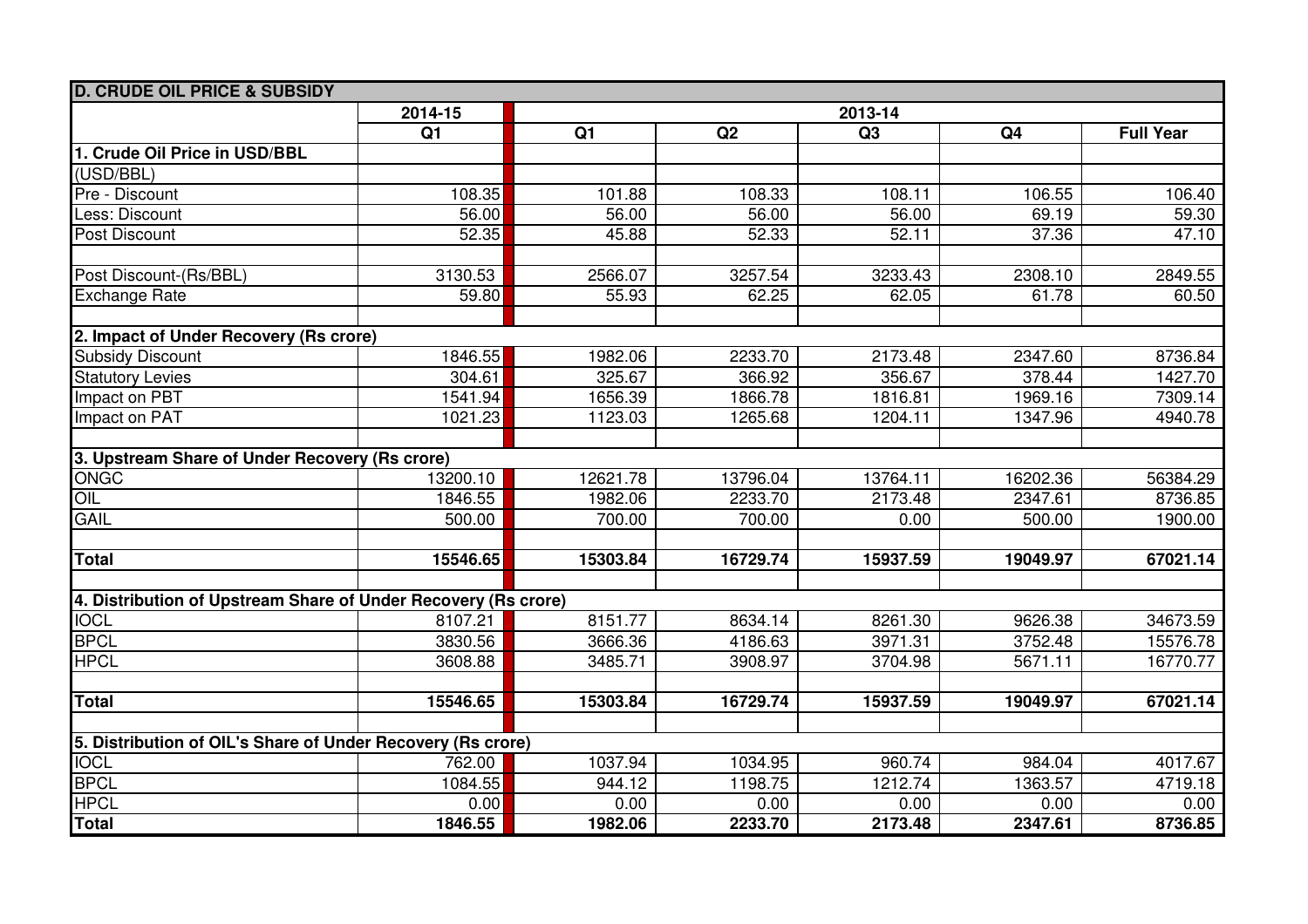| D. CRUDE OIL PRICE & SUBSIDY | | | | | | |
|---|---|---|---|---|---|---|
| | 2014-15 | 2013-14 | | | | |
| | Q1 | Q1 | Q2 | Q3 | Q4 | Full Year |
| **1. Crude Oil Price in USD/BBL** | | | | | | |
| (USD/BBL) | | | | | | |
| Pre - Discount | 108.35 | 101.88 | 108.33 | 108.11 | 106.55 | 106.40 |
| Less: Discount | 56.00 | 56.00 | 56.00 | 56.00 | 69.19 | 59.30 |
| Post Discount | 52.35 | 45.88 | 52.33 | 52.11 | 37.36 | 47.10 |
| | | | | | | |
| Post Discount-(Rs/BBL) | 3130.53 | 2566.07 | 3257.54 | 3233.43 | 2308.10 | 2849.55 |
| Exchange Rate | 59.80 | 55.93 | 62.25 | 62.05 | 61.78 | 60.50 |
| | | | | | | |
| **2. Impact of Under Recovery (Rs crore)** | | | | | | |
| Subsidy Discount | 1846.55 | 1982.06 | 2233.70 | 2173.48 | 2347.60 | 8736.84 |
| Statutory Levies | 304.61 | 325.67 | 366.92 | 356.67 | 378.44 | 1427.70 |
| Impact on PBT | 1541.94 | 1656.39 | 1866.78 | 1816.81 | 1969.16 | 7309.14 |
| Impact on PAT | 1021.23 | 1123.03 | 1265.68 | 1204.11 | 1347.96 | 4940.78 |
| | | | | | | |
| **3. Upstream Share of Under Recovery (Rs crore)** | | | | | | |
| ONGC | 13200.10 | 12621.78 | 13796.04 | 13764.11 | 16202.36 | 56384.29 |
| OIL | 1846.55 | 1982.06 | 2233.70 | 2173.48 | 2347.61 | 8736.85 |
| GAIL | 500.00 | 700.00 | 700.00 | 0.00 | 500.00 | 1900.00 |
| | | | | | | |
| **Total** | **15546.65** | **15303.84** | **16729.74** | **15937.59** | **19049.97** | **67021.14** |
| | | | | | | |
| **4. Distribution of Upstream Share of Under Recovery (Rs crore)** | | | | | | |
| IOCL | 8107.21 | 8151.77 | 8634.14 | 8261.30 | 9626.38 | 34673.59 |
| BPCL | 3830.56 | 3666.36 | 4186.63 | 3971.31 | 3752.48 | 15576.78 |
| HPCL | 3608.88 | 3485.71 | 3908.97 | 3704.98 | 5671.11 | 16770.77 |
| | | | | | | |
| **Total** | **15546.65** | **15303.84** | **16729.74** | **15937.59** | **19049.97** | **67021.14** |
| | | | | | | |
| **5. Distribution of OIL's Share of Under Recovery (Rs crore)** | | | | | | |
| IOCL | 762.00 | 1037.94 | 1034.95 | 960.74 | 984.04 | 4017.67 |
| BPCL | 1084.55 | 944.12 | 1198.75 | 1212.74 | 1363.57 | 4719.18 |
| HPCL | 0.00 | 0.00 | 0.00 | 0.00 | 0.00 | 0.00 |
| **Total** | **1846.55** | **1982.06** | **2233.70** | **2173.48** | **2347.61** | **8736.85** |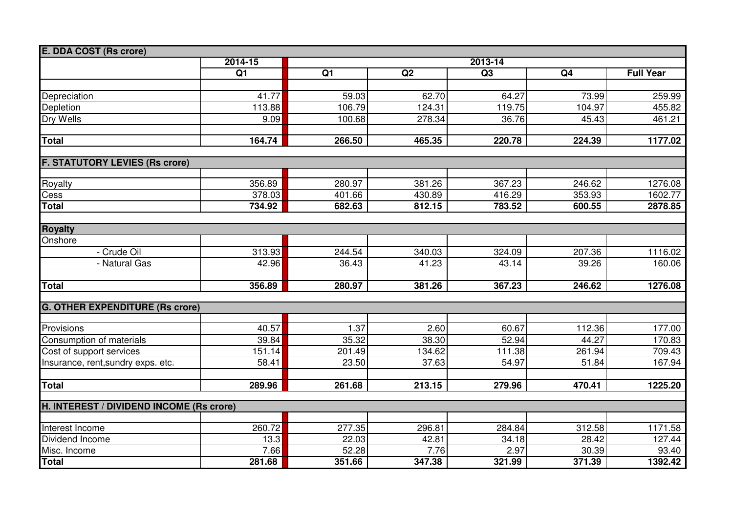| E. DDA COST (Rs crore) | | | | | | |
|---|---|---|---|---|---|---|
| | 2014-15 | 2013-14 | | | | |
| | Q1 | Q1 | Q2 | Q3 | Q4 | Full Year |
| | | | | | | |
| Depreciation | 41.77 | 59.03 | 62.70 | 64.27 | 73.99 | 259.99 |
| Depletion | 113.88 | 106.79 | 124.31 | 119.75 | 104.97 | 455.82 |
| Dry Wells | 9.09 | 100.68 | 278.34 | 36.76 | 45.43 | 461.21 |
| | | | | | | |
| **Total** | **164.74** | **266.50** | **465.35** | **220.78** | **224.39** | **1177.02** |
| | | | | | | |
| **F. STATUTORY LEVIES (Rs crore)** | | | | | | |
| | | | | | | |
| Royalty | 356.89 | 280.97 | 381.26 | 367.23 | 246.62 | 1276.08 |
| Cess | 378.03 | 401.66 | 430.89 | 416.29 | 353.93 | 1602.77 |
| **Total** | **734.92** | **682.63** | **812.15** | **783.52** | **600.55** | **2878.85** |
| | | | | | | |
| **Royalty** | | | | | | |
| Onshore | | | | | | |
| - Crude Oil | 313.93 | 244.54 | 340.03 | 324.09 | 207.36 | 1116.02 |
| - Natural Gas | 42.96 | 36.43 | 41.23 | 43.14 | 39.26 | 160.06 |
| | | | | | | |
| **Total** | **356.89** | **280.97** | **381.26** | **367.23** | **246.62** | **1276.08** |
| | | | | | | |
| **G. OTHER EXPENDITURE (Rs crore)** | | | | | | |
| | | | | | | |
| Provisions | 40.57 | 1.37 | 2.60 | 60.67 | 112.36 | 177.00 |
| Consumption of materials | 39.84 | 35.32 | 38.30 | 52.94 | 44.27 | 170.83 |
| Cost of support services | 151.14 | 201.49 | 134.62 | 111.38 | 261.94 | 709.43 |
| Insurance, rent,sundry exps. etc. | 58.41 | 23.50 | 37.63 | 54.97 | 51.84 | 167.94 |
| | | | | | | |
| **Total** | **289.96** | **261.68** | **213.15** | **279.96** | **470.41** | **1225.20** |
| | | | | | | |
| **H. INTEREST / DIVIDEND INCOME (Rs crore)** | | | | | | |
| | | | | | | |
| Interest Income | 260.72 | 277.35 | 296.81 | 284.84 | 312.58 | 1171.58 |
| Dividend Income | 13.3 | 22.03 | 42.81 | 34.18 | 28.42 | 127.44 |
| Misc. Income | 7.66 | 52.28 | 7.76 | 2.97 | 30.39 | 93.40 |
| **Total** | **281.68** | **351.66** | **347.38** | **321.99** | **371.39** | **1392.42** |